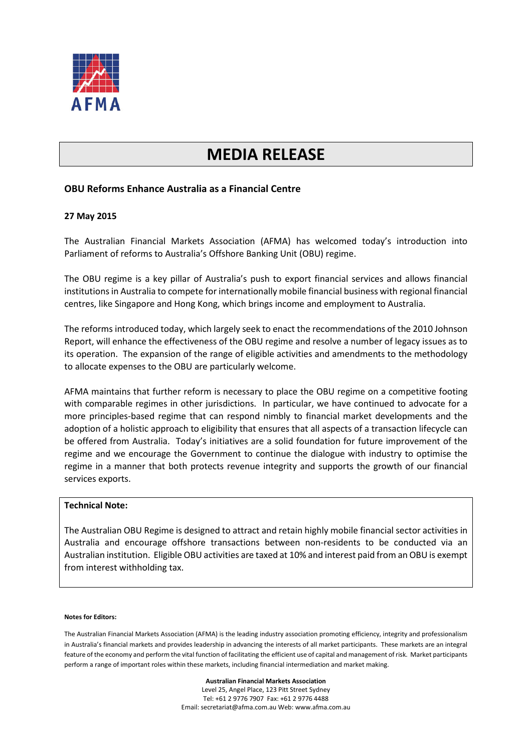AFMA

# MEDIA RELEASE

## OBU Reforms Enhance Australia as a Financial Centre

**27 May 2015**

The Australian Financial Markets Association (AFMA) has welcomed today's introduction into Parliament of reforms to Australia's Offshore Banking Unit (OBU) regime.

The OBU regime is a key pillar of Australia's push to export financial services and allows financial institutions in Australia to compete for internationally mobile financial business with regional financial centres, like Singapore and Hong Kong, which brings income and employment to Australia.

The reforms introduced today, which largely seek to enact the recommendations of the 2010 Johnson Report, will enhance the effectiveness of the OBU regime and resolve a number of legacy issues as to its operation. The expansion of the range of eligible activities and amendments to the methodology to allocate expenses to the OBU are particularly welcome.

AFMA maintains that further reform is necessary to place the OBU regime on a competitive footing with comparable regimes in other jurisdictions. In particular, we have continued to advocate for a more principles-based regime that can respond nimbly to financial market developments and the adoption of a holistic approach to eligibility that ensures that all aspects of a transaction lifecycle can be offered from Australia. Today's initiatives are a solid foundation for future improvement of the regime and we encourage the Government to continue the dialogue with industry to optimise the regime in a manner that both protects revenue integrity and supports the growth of our financial services exports.

**Technical Note:**

The Australian OBU Regime is designed to attract and retain highly mobile financial sector activities in Australia and encourage offshore transactions between non-residents to be conducted via an Australian institution. Eligible OBU activities are taxed at 10% and interest paid from an OBU is exempt from interest withholding tax.

**Notes for Editors:**

The Australian Financial Markets Association (AFMA) is the leading industry association promoting efficiency, integrity and professionalism in Australia's financial markets and provides leadership in advancing the interests of all market participants. These markets are an integral feature of the economy and perform the vital function of facilitating the efficient use of capital and management of risk. Market participants perform a range of important roles within these markets, including financial intermediation and market making.

**Australian Financial Markets Association**
Level 25, Angel Place, 123 Pitt Street Sydney
Tel: +61 2 9776 7907 Fax: +61 2 9776 4488
Email: secretariat@afma.com.au Web: www.afma.com.au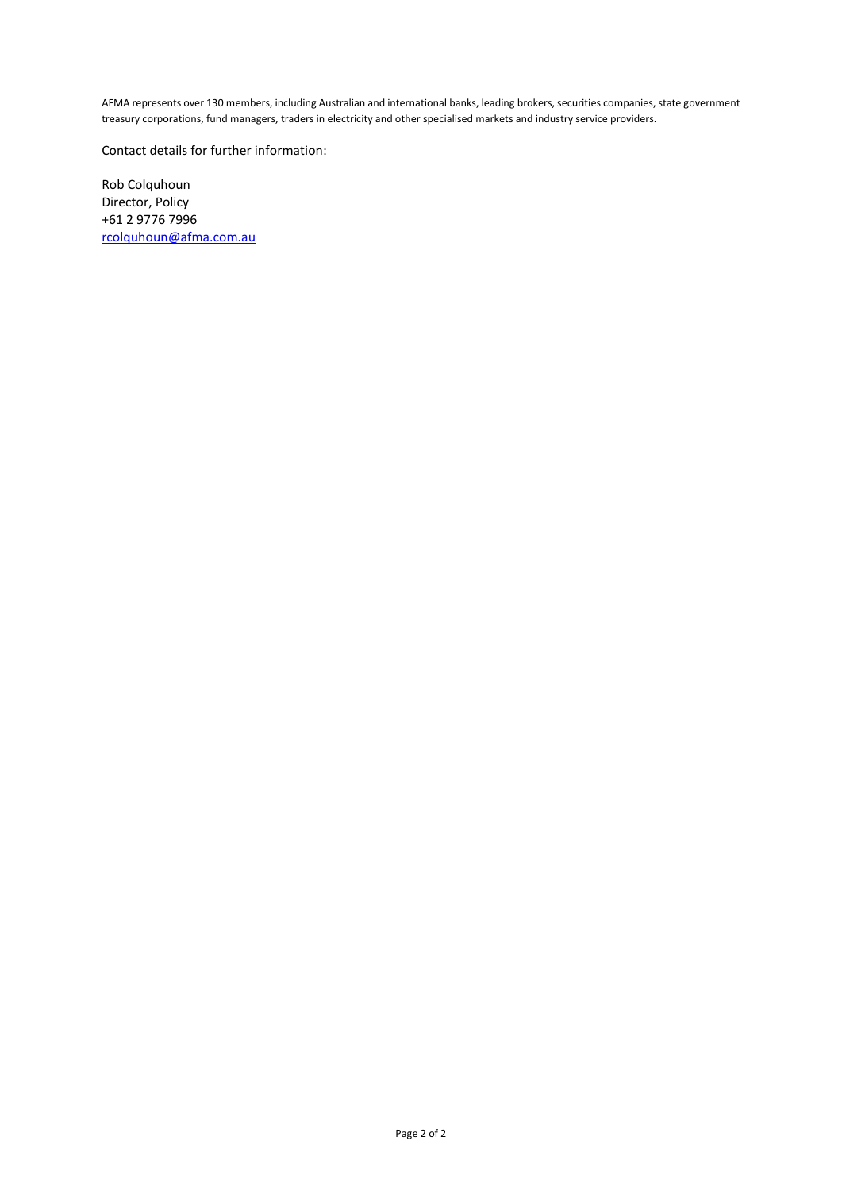AFMA represents over 130 members, including Australian and international banks, leading brokers, securities companies, state government treasury corporations, fund managers, traders in electricity and other specialised markets and industry service providers.

Contact details for further information:

Rob Colquhoun  
Director, Policy  
+61 2 9776 7996  
rcolquhoun@afma.com.au